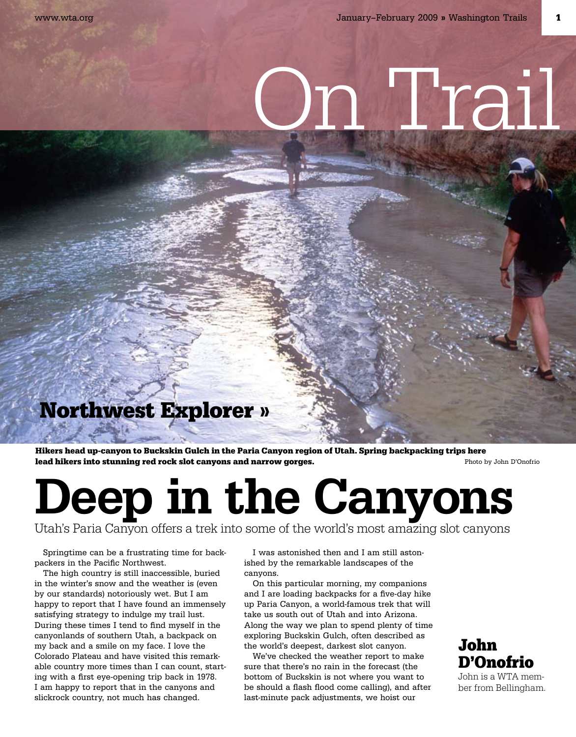# On Trail

## Northwest Explorer »

**Hikers head up-canyon to Buckskin Gulch in the Paria Canyon region of Utah. Spring backpacking trips here lead hikers into stunning red rock slot canyons and narrow gorges.** Photo by John D'Onofrio

# Deep in the Canyons

Utah's Paria Canyon offers a trek into some of the world's most amazing slot canyons

**John D'Onofrio**
John is a WTA member from Bellingham.

Springtime can be a frustrating time for backpackers in the Pacific Northwest.

The high country is still inaccessible, buried in the winter's snow and the weather is (even by our standards) notoriously wet. But I am happy to report that I have found an immensely satisfying strategy to indulge my trail lust. During these times I tend to find myself in the canyonlands of southern Utah, a backpack on my back and a smile on my face. I love the Colorado Plateau and have visited this remarkable country more times than I can count, starting with a first eye-opening trip back in 1978. I am happy to report that in the canyons and slickrock country, not much has changed.

I was astonished then and I am still astonished by the remarkable landscapes of the canyons.

On this particular morning, my companions and I are loading backpacks for a five-day hike up Paria Canyon, a world-famous trek that will take us south out of Utah and into Arizona. Along the way we plan to spend plenty of time exploring Buckskin Gulch, often described as the world's deepest, darkest slot canyon.

We've checked the weather report to make sure that there's no rain in the forecast (the bottom of Buckskin is not where you want to be should a flash flood come calling), and after last-minute pack adjustments, we hoist our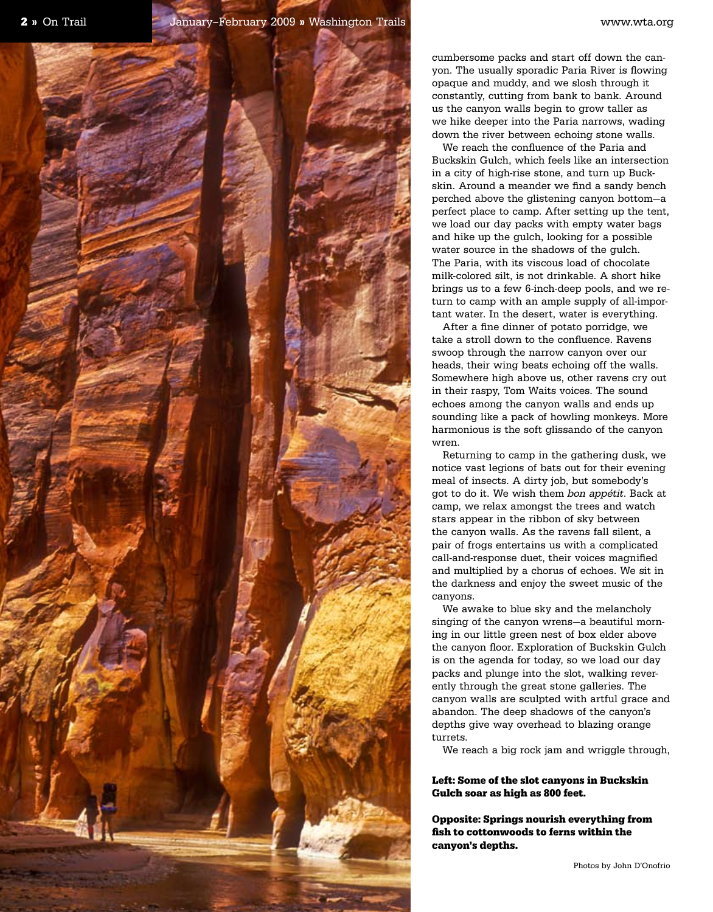cumbersome packs and start off down the canyon. The usually sporadic Paria River is flowing opaque and muddy, and we slosh through it constantly, cutting from bank to bank. Around us the canyon walls begin to grow taller as we hike deeper into the Paria narrows, wading down the river between echoing stone walls.

We reach the confluence of the Paria and Buckskin Gulch, which feels like an intersection in a city of high-rise stone, and turn up Buckskin. Around a meander we find a sandy bench perched above the glistening canyon bottom—a perfect place to camp. After setting up the tent, we load our day packs with empty water bags and hike up the gulch, looking for a possible water source in the shadows of the gulch. The Paria, with its viscous load of chocolate milk-colored silt, is not drinkable. A short hike brings us to a few 6-inch-deep pools, and we return to camp with an ample supply of all-important water. In the desert, water is everything.

After a fine dinner of potato porridge, we take a stroll down to the confluence. Ravens swoop through the narrow canyon over our heads, their wing beats echoing off the walls. Somewhere high above us, other ravens cry out in their raspy, Tom Waits voices. The sound echoes among the canyon walls and ends up sounding like a pack of howling monkeys. More harmonious is the soft glissando of the canyon wren.

Returning to camp in the gathering dusk, we notice vast legions of bats out for their evening meal of insects. A dirty job, but somebody's got to do it. We wish them *bon appétit*. Back at camp, we relax amongst the trees and watch stars appear in the ribbon of sky between the canyon walls. As the ravens fall silent, a pair of frogs entertains us with a complicated call-and-response duet, their voices magnified and multiplied by a chorus of echoes. We sit in the darkness and enjoy the sweet music of the canyons.

We awake to blue sky and the melancholy singing of the canyon wrens—a beautiful morning in our little green nest of box elder above the canyon floor. Exploration of Buckskin Gulch is on the agenda for today, so we load our day packs and plunge into the slot, walking reverently through the great stone galleries. The canyon walls are sculpted with artful grace and abandon. The deep shadows of the canyon's depths give way overhead to blazing orange turrets.

We reach a big rock jam and wriggle through,

**Left: Some of the slot canyons in Buckskin Gulch soar as high as 800 feet.**

**Opposite: Springs nourish everything from fish to cottonwoods to ferns within the canyon's depths.**

Photos by John D'Onofrio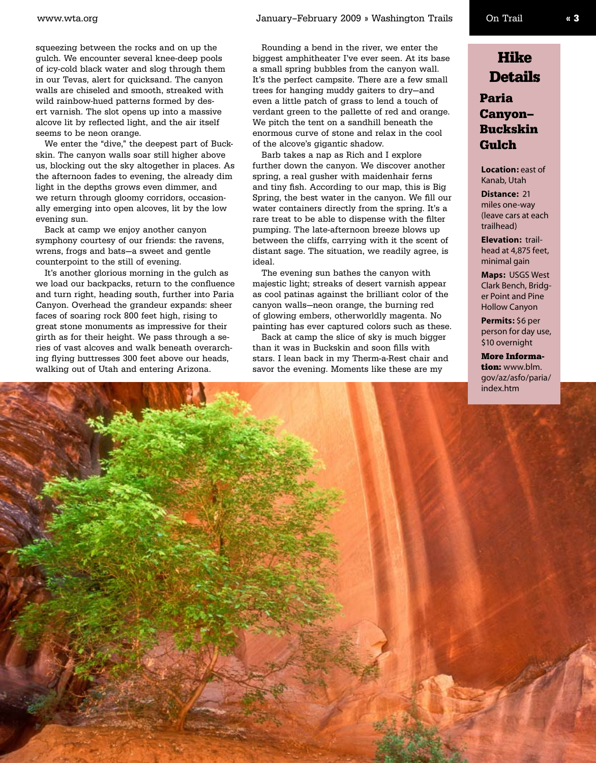squeezing between the rocks and on up the gulch. We encounter several knee-deep pools of icy-cold black water and slog through them in our Tevas, alert for quicksand. The canyon walls are chiseled and smooth, streaked with wild rainbow-hued patterns formed by desert varnish. The slot opens up into a massive alcove lit by reflected light, and the air itself seems to be neon orange.

We enter the "dive," the deepest part of Buckskin. The canyon walls soar still higher above us, blocking out the sky altogether in places. As the afternoon fades to evening, the already dim light in the depths grows even dimmer, and we return through gloomy corridors, occasionally emerging into open alcoves, lit by the low evening sun.

Back at camp we enjoy another canyon symphony courtesy of our friends: the ravens, wrens, frogs and bats—a sweet and gentle counterpoint to the still of evening.

It's another glorious morning in the gulch as we load our backpacks, return to the confluence and turn right, heading south, further into Paria Canyon. Overhead the grandeur expands: sheer faces of soaring rock 800 feet high, rising to great stone monuments as impressive for their girth as for their height. We pass through a series of vast alcoves and walk beneath overarching flying buttresses 300 feet above our heads, walking out of Utah and entering Arizona.

Rounding a bend in the river, we enter the biggest amphitheater I've ever seen. At its base a small spring bubbles from the canyon wall. It's the perfect campsite. There are a few small trees for hanging muddy gaiters to dry—and even a little patch of grass to lend a touch of verdant green to the pallette of red and orange. We pitch the tent on a sandhill beneath the enormous curve of stone and relax in the cool of the alcove's gigantic shadow.

Barb takes a nap as Rich and I explore further down the canyon. We discover another spring, a real gusher with maidenhair ferns and tiny fish. According to our map, this is Big Spring, the best water in the canyon. We fill our water containers directly from the spring. It's a rare treat to be able to dispense with the filter pumping. The late-afternoon breeze blows up between the cliffs, carrying with it the scent of distant sage. The situation, we readily agree, is ideal.

The evening sun bathes the canyon with majestic light; streaks of desert varnish appear as cool patinas against the brilliant color of the canyon walls—neon orange, the burning red of glowing embers, otherworldly magenta. No painting has ever captured colors such as these.

Back at camp the slice of sky is much bigger than it was in Buckskin and soon fills with stars. I lean back in my Therm-a-Rest chair and savor the evening. Moments like these are my

## Hike Details

### Paria Canyon–Buckskin Gulch

**Location:** east of Kanab, Utah

**Distance:** 21 miles one-way (leave cars at each trailhead)

**Elevation:** trailhead at 4,875 feet, minimal gain

**Maps:** USGS West Clark Bench, Bridger Point and Pine Hollow Canyon

**Permits:** $6 per person for day use, $10 overnight

**More Information:** www.blm.gov/az/asfo/paria/index.htm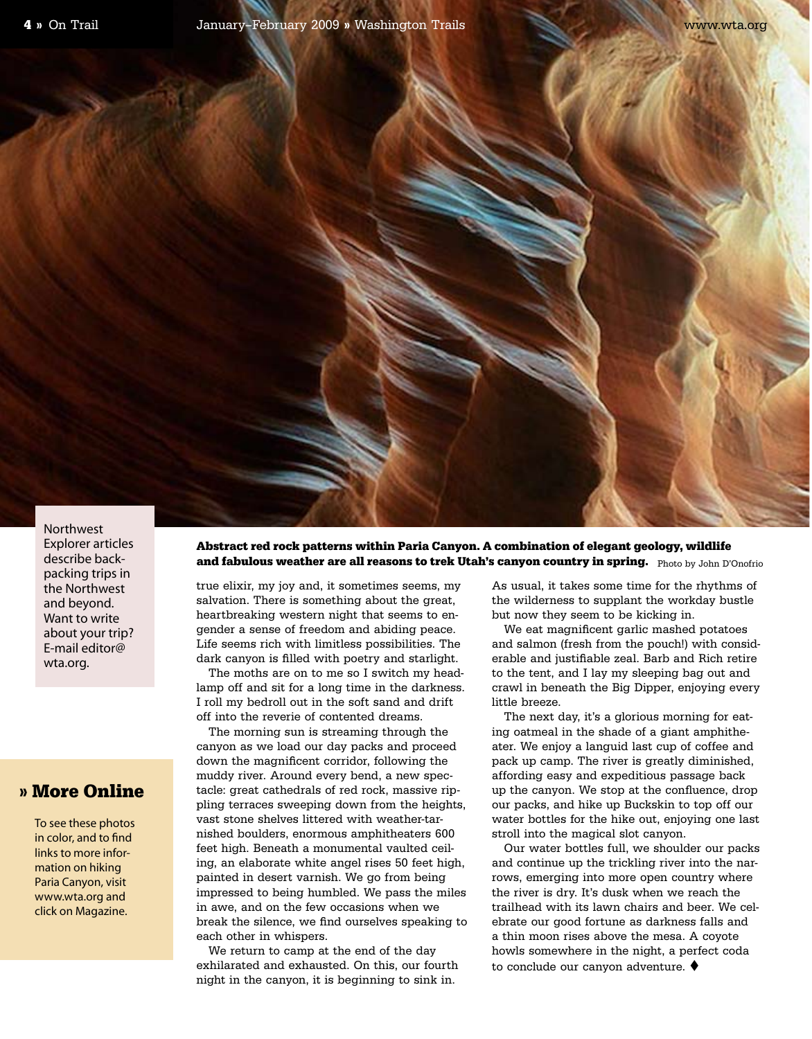Northwest Explorer articles describe backpacking trips in the Northwest and beyond. Want to write about your trip? E-mail editor@wta.org.

**Abstract red rock patterns within Paria Canyon. A combination of elegant geology, wildlife and fabulous weather are all reasons to trek Utah's canyon country in spring.** Photo by John D'Onofrio

true elixir, my joy and, it sometimes seems, my salvation. There is something about the great, heartbreaking western night that seems to engender a sense of freedom and abiding peace. Life seems rich with limitless possibilities. The dark canyon is filled with poetry and starlight.

The moths are on to me so I switch my headlamp off and sit for a long time in the darkness. I roll my bedroll out in the soft sand and drift off into the reverie of contented dreams.

The morning sun is streaming through the canyon as we load our day packs and proceed down the magnificent corridor, following the muddy river. Around every bend, a new spectacle: great cathedrals of red rock, massive rippling terraces sweeping down from the heights, vast stone shelves littered with weather-tarnished boulders, enormous amphitheaters 600 feet high. Beneath a monumental vaulted ceiling, an elaborate white angel rises 50 feet high, painted in desert varnish. We go from being impressed to being humbled. We pass the miles in awe, and on the few occasions when we break the silence, we find ourselves speaking to each other in whispers.

We return to camp at the end of the day exhilarated and exhausted. On this, our fourth night in the canyon, it is beginning to sink in. As usual, it takes some time for the rhythms of the wilderness to supplant the workday bustle but now they seem to be kicking in.

We eat magnificent garlic mashed potatoes and salmon (fresh from the pouch!) with considerable and justifiable zeal. Barb and Rich retire to the tent, and I lay my sleeping bag out and crawl in beneath the Big Dipper, enjoying every little breeze.

The next day, it's a glorious morning for eating oatmeal in the shade of a giant amphitheater. We enjoy a languid last cup of coffee and pack up camp. The river is greatly diminished, affording easy and expeditious passage back up the canyon. We stop at the confluence, drop our packs, and hike up Buckskin to top off our water bottles for the hike out, enjoying one last stroll into the magical slot canyon.

Our water bottles full, we shoulder our packs and continue up the trickling river into the narrows, emerging into more open country where the river is dry. It's dusk when we reach the trailhead with its lawn chairs and beer. We celebrate our good fortune as darkness falls and a thin moon rises above the mesa. A coyote howls somewhere in the night, a perfect coda to conclude our canyon adventure. ♦

## » More Online

To see these photos in color, and to find links to more information on hiking Paria Canyon, visit www.wta.org and click on Magazine.